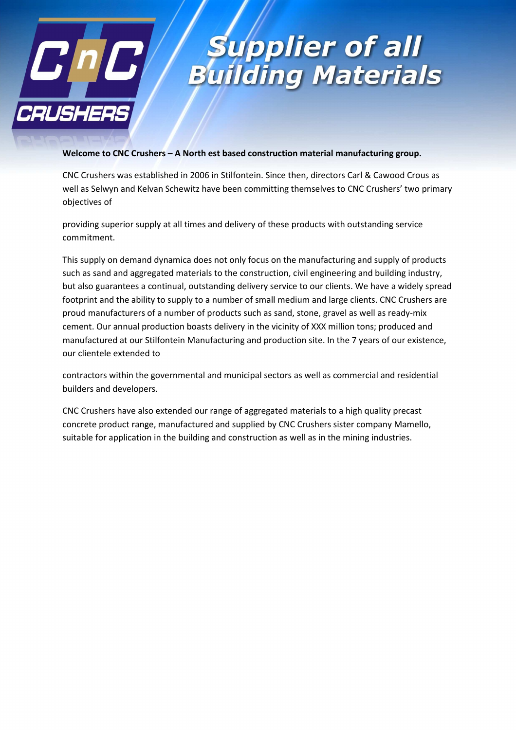# Supplier of all Building Materials

**Welcome to CNC Crushers – A North est based construction material manufacturing group.**

CNC Crushers was established in 2006 in Stilfontein. Since then, directors Carl & Cawood Crous as well as Selwyn and Kelvan Schewitz have been committing themselves to CNC Crushers' two primary objectives of

providing superior supply at all times and delivery of these products with outstanding service commitment.

This supply on demand dynamica does not only focus on the manufacturing and supply of products such as sand and aggregated materials to the construction, civil engineering and building industry, but also guarantees a continual, outstanding delivery service to our clients. We have a widely spread footprint and the ability to supply to a number of small medium and large clients. CNC Crushers are proud manufacturers of a number of products such as sand, stone, gravel as well as ready-mix cement. Our annual production boasts delivery in the vicinity of XXX million tons; produced and manufactured at our Stilfontein Manufacturing and production site. In the 7 years of our existence, our clientele extended to

contractors within the governmental and municipal sectors as well as commercial and residential builders and developers.

CNC Crushers have also extended our range of aggregated materials to a high quality precast concrete product range, manufactured and supplied by CNC Crushers sister company Mamello, suitable for application in the building and construction as well as in the mining industries.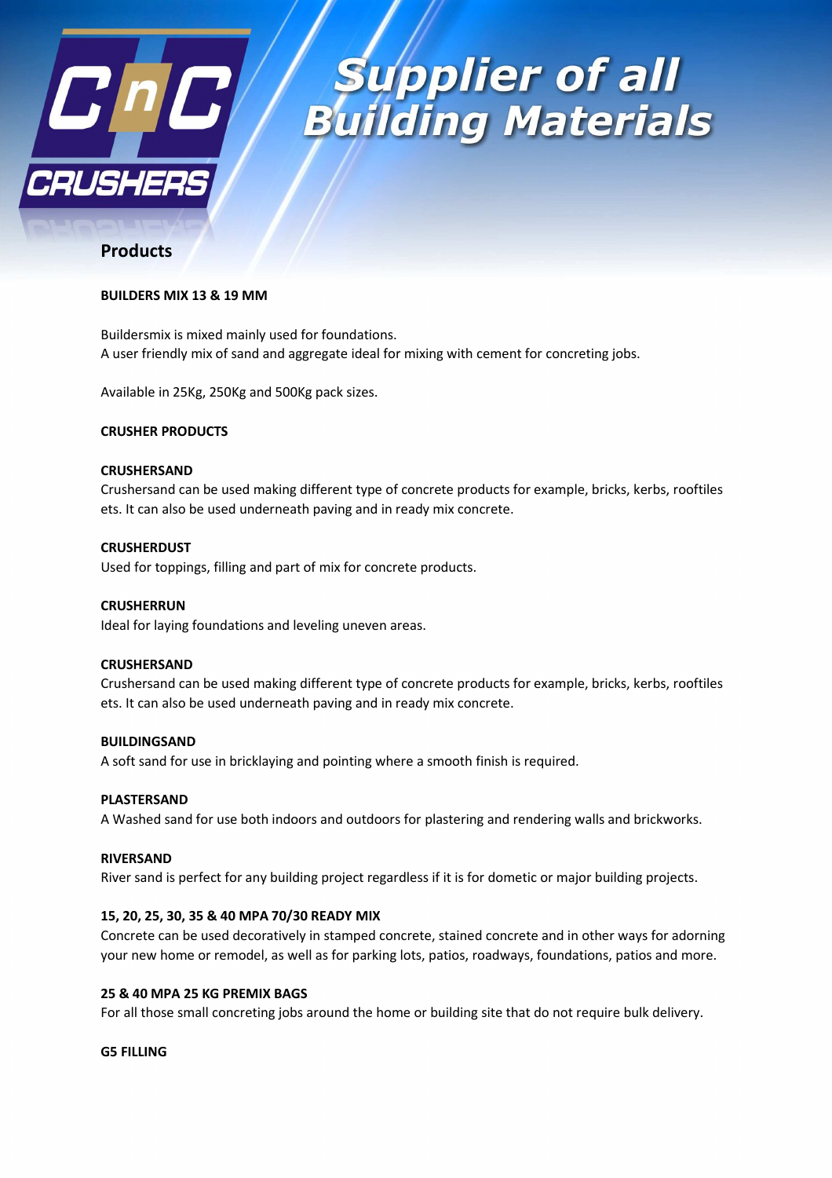# Supplier of all Building Materials

## Products

**BUILDERS MIX 13 & 19 MM**

Buildersmix is mixed mainly used for foundations.
A user friendly mix of sand and aggregate ideal for mixing with cement for concreting jobs.

Available in 25Kg, 250Kg and 500Kg pack sizes.

**CRUSHER PRODUCTS**

**CRUSHERSAND**
Crushersand can be used making different type of concrete products for example, bricks, kerbs, rooftiles ets. It can also be used underneath paving and in ready mix concrete.

**CRUSHERDUST**
Used for toppings, filling and part of mix for concrete products.

**CRUSHERRUN**
Ideal for laying foundations and leveling uneven areas.

**CRUSHERSAND**
Crushersand can be used making different type of concrete products for example, bricks, kerbs, rooftiles ets. It can also be used underneath paving and in ready mix concrete.

**BUILDINGSAND**
A soft sand for use in bricklaying and pointing where a smooth finish is required.

**PLASTERSAND**
A Washed sand for use both indoors and outdoors for plastering and rendering walls and brickworks.

**RIVERSAND**
River sand is perfect for any building project regardless if it is for dometic or major building projects.

**15, 20, 25, 30, 35 & 40 MPA 70/30 READY MIX**
Concrete can be used decoratively in stamped concrete, stained concrete and in other ways for adorning your new home or remodel, as well as for parking lots, patios, roadways, foundations, patios and more.

**25 & 40 MPA 25 KG PREMIX BAGS**
For all those small concreting jobs around the home or building site that do not require bulk delivery.

**G5 FILLING**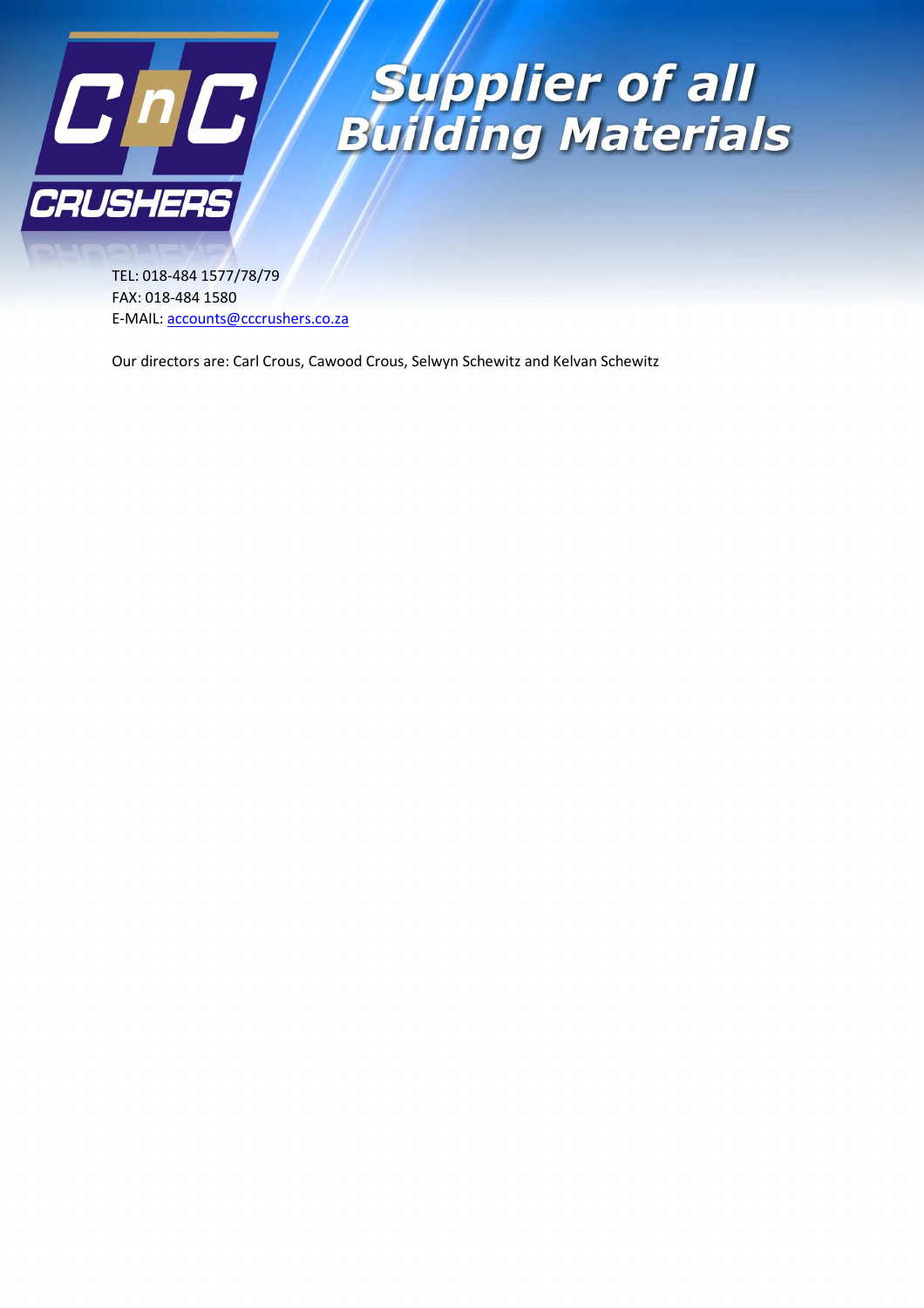# Supplier of all Building Materials

TEL: 018-484 1577/78/79
FAX: 018-484 1580
E-MAIL: accounts@cccrushers.co.za

Our directors are: Carl Crous, Cawood Crous, Selwyn Schewitz and Kelvan Schewitz